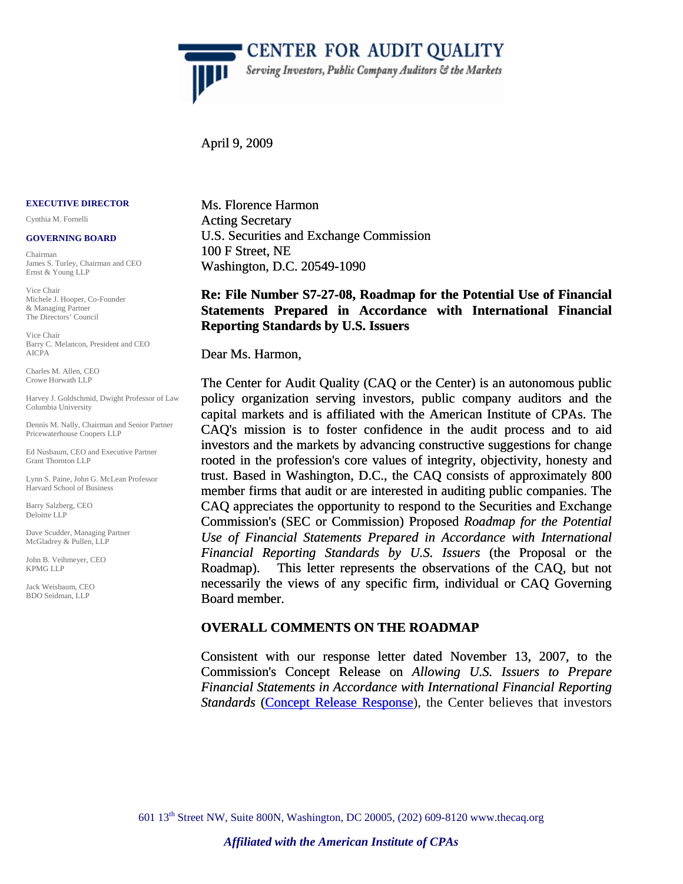# CENTER FOR AUDIT QUALITY

*Serving Investors, Public Company Auditors & the Markets*

April 9, 2009

**EXECUTIVE DIRECTOR**

Cynthia M. Fornelli

**GOVERNING BOARD**

Chairman
James S. Turley, Chairman and CEO
Ernst & Young LLP

Vice Chair
Michele J. Hooper, Co-Founder
& Managing Partner
The Directors' Council

Vice Chair
Barry C. Melancon, President and CEO
AICPA

Charles M. Allen, CEO
Crowe Horwath LLP

Harvey J. Goldschmid, Dwight Professor of Law
Columbia University

Dennis M. Nally, Chairman and Senior Partner
Pricewaterhouse Coopers LLP

Ed Nusbaum, CEO and Executive Partner
Grant Thornton LLP

Lynn S. Paine, John G. McLean Professor
Harvard School of Business

Barry Salzberg, CEO
Deloitte LLP

Dave Scudder, Managing Partner
McGladrey & Pullen, LLP

John B. Veihmeyer, CEO
KPMG LLP

Jack Weisbaum, CEO
BDO Seidman, LLP

Ms. Florence Harmon
Acting Secretary
U.S. Securities and Exchange Commission
100 F Street, NE
Washington, D.C. 20549-1090

**Re: File Number S7-27-08, Roadmap for the Potential Use of Financial Statements Prepared in Accordance with International Financial Reporting Standards by U.S. Issuers**

Dear Ms. Harmon,

The Center for Audit Quality (CAQ or the Center) is an autonomous public policy organization serving investors, public company auditors and the capital markets and is affiliated with the American Institute of CPAs. The CAQ's mission is to foster confidence in the audit process and to aid investors and the markets by advancing constructive suggestions for change rooted in the profession's core values of integrity, objectivity, honesty and trust. Based in Washington, D.C., the CAQ consists of approximately 800 member firms that audit or are interested in auditing public companies. The CAQ appreciates the opportunity to respond to the Securities and Exchange Commission's (SEC or Commission) Proposed *Roadmap for the Potential Use of Financial Statements Prepared in Accordance with International Financial Reporting Standards by U.S. Issuers* (the Proposal or the Roadmap). This letter represents the observations of the CAQ, but not necessarily the views of any specific firm, individual or CAQ Governing Board member.

## OVERALL COMMENTS ON THE ROADMAP

Consistent with our response letter dated November 13, 2007, to the Commission's Concept Release on *Allowing U.S. Issuers to Prepare Financial Statements in Accordance with International Financial Reporting Standards* (Concept Release Response), the Center believes that investors

601 13th Street NW, Suite 800N, Washington, DC 20005, (202) 609-8120 www.thecaq.org

*Affiliated with the American Institute of CPAs*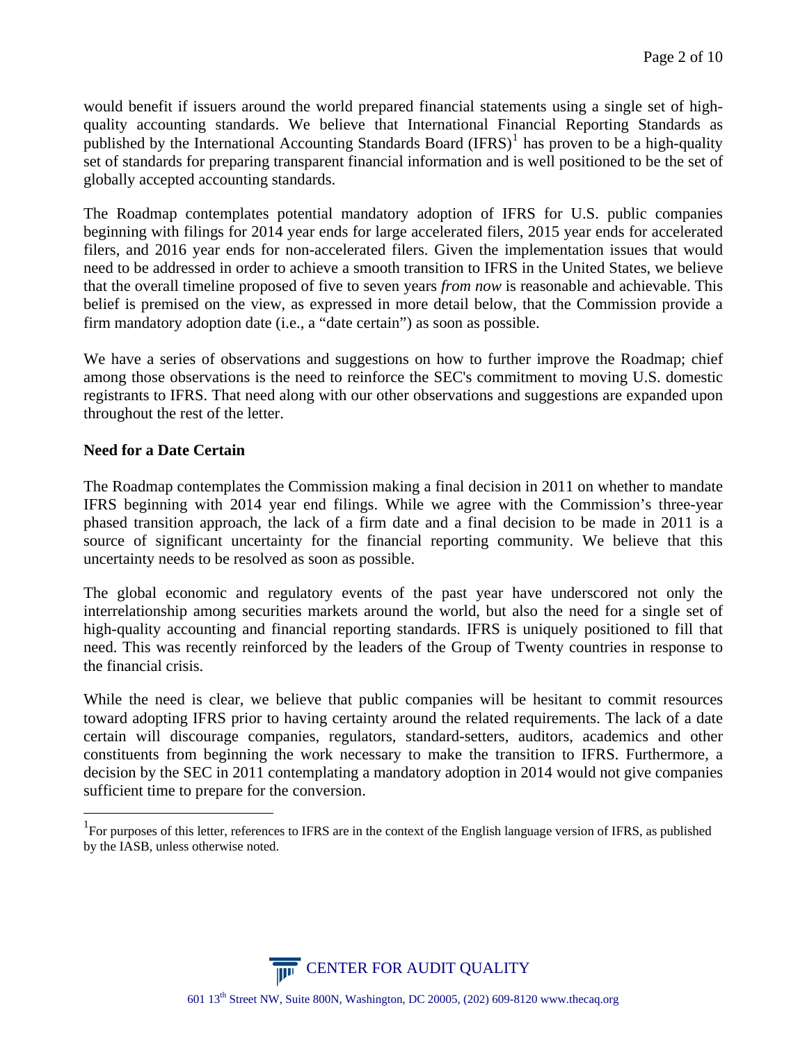would benefit if issuers around the world prepared financial statements using a single set of high-quality accounting standards. We believe that International Financial Reporting Standards as published by the International Accounting Standards Board (IFRS)[1] has proven to be a high-quality set of standards for preparing transparent financial information and is well positioned to be the set of globally accepted accounting standards.

The Roadmap contemplates potential mandatory adoption of IFRS for U.S. public companies beginning with filings for 2014 year ends for large accelerated filers, 2015 year ends for accelerated filers, and 2016 year ends for non-accelerated filers. Given the implementation issues that would need to be addressed in order to achieve a smooth transition to IFRS in the United States, we believe that the overall timeline proposed of five to seven years *from now* is reasonable and achievable. This belief is premised on the view, as expressed in more detail below, that the Commission provide a firm mandatory adoption date (i.e., a "date certain") as soon as possible.

We have a series of observations and suggestions on how to further improve the Roadmap; chief among those observations is the need to reinforce the SEC's commitment to moving U.S. domestic registrants to IFRS. That need along with our other observations and suggestions are expanded upon throughout the rest of the letter.

**Need for a Date Certain**

The Roadmap contemplates the Commission making a final decision in 2011 on whether to mandate IFRS beginning with 2014 year end filings. While we agree with the Commission's three-year phased transition approach, the lack of a firm date and a final decision to be made in 2011 is a source of significant uncertainty for the financial reporting community. We believe that this uncertainty needs to be resolved as soon as possible.

The global economic and regulatory events of the past year have underscored not only the interrelationship among securities markets around the world, but also the need for a single set of high-quality accounting and financial reporting standards. IFRS is uniquely positioned to fill that need. This was recently reinforced by the leaders of the Group of Twenty countries in response to the financial crisis.

While the need is clear, we believe that public companies will be hesitant to commit resources toward adopting IFRS prior to having certainty around the related requirements. The lack of a date certain will discourage companies, regulators, standard-setters, auditors, academics and other constituents from beginning the work necessary to make the transition to IFRS. Furthermore, a decision by the SEC in 2011 contemplating a mandatory adoption in 2014 would not give companies sufficient time to prepare for the conversion.

[1] For purposes of this letter, references to IFRS are in the context of the English language version of IFRS, as published by the IASB, unless otherwise noted.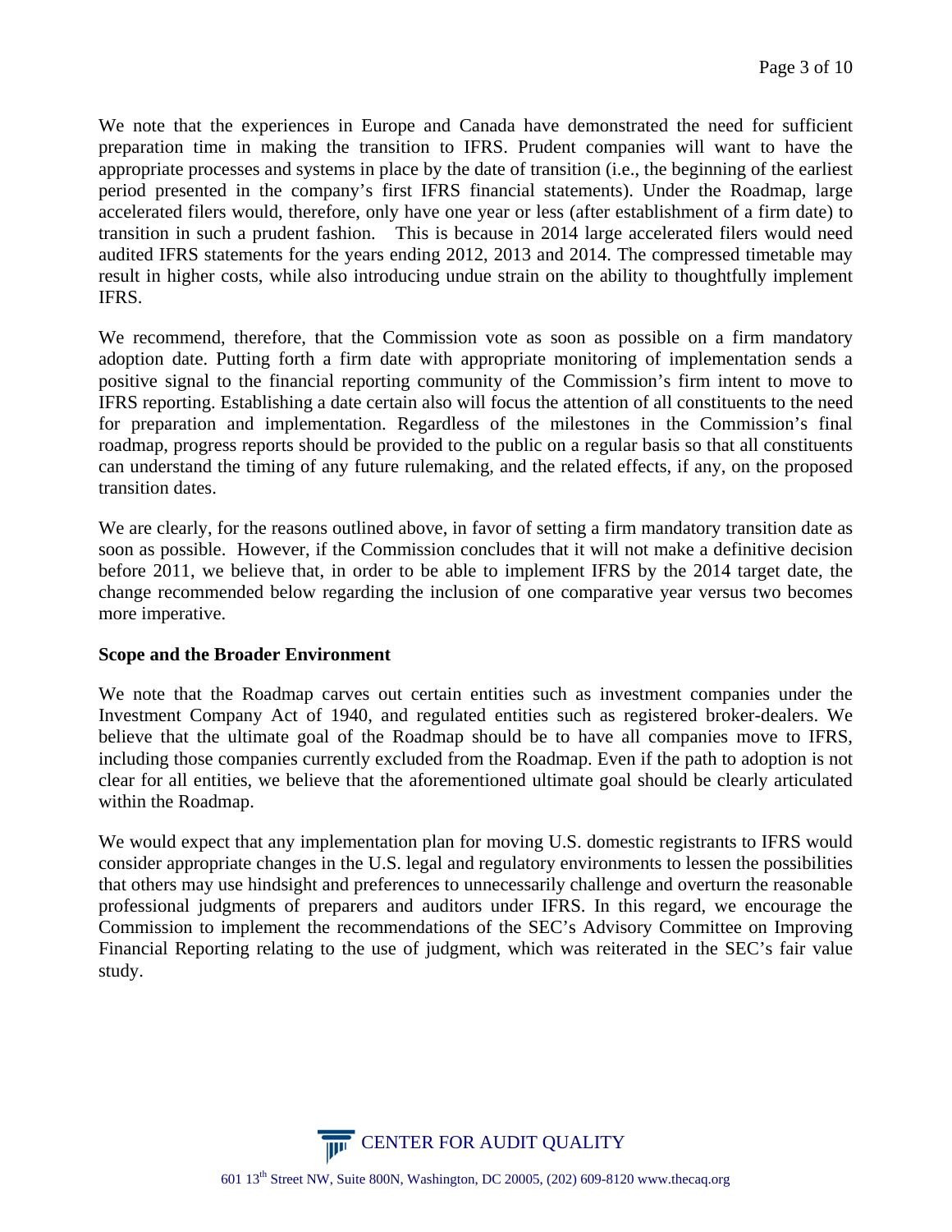We note that the experiences in Europe and Canada have demonstrated the need for sufficient preparation time in making the transition to IFRS. Prudent companies will want to have the appropriate processes and systems in place by the date of transition (i.e., the beginning of the earliest period presented in the company's first IFRS financial statements). Under the Roadmap, large accelerated filers would, therefore, only have one year or less (after establishment of a firm date) to transition in such a prudent fashion. This is because in 2014 large accelerated filers would need audited IFRS statements for the years ending 2012, 2013 and 2014. The compressed timetable may result in higher costs, while also introducing undue strain on the ability to thoughtfully implement IFRS.

We recommend, therefore, that the Commission vote as soon as possible on a firm mandatory adoption date. Putting forth a firm date with appropriate monitoring of implementation sends a positive signal to the financial reporting community of the Commission's firm intent to move to IFRS reporting. Establishing a date certain also will focus the attention of all constituents to the need for preparation and implementation. Regardless of the milestones in the Commission's final roadmap, progress reports should be provided to the public on a regular basis so that all constituents can understand the timing of any future rulemaking, and the related effects, if any, on the proposed transition dates.

We are clearly, for the reasons outlined above, in favor of setting a firm mandatory transition date as soon as possible. However, if the Commission concludes that it will not make a definitive decision before 2011, we believe that, in order to be able to implement IFRS by the 2014 target date, the change recommended below regarding the inclusion of one comparative year versus two becomes more imperative.

**Scope and the Broader Environment**

We note that the Roadmap carves out certain entities such as investment companies under the Investment Company Act of 1940, and regulated entities such as registered broker-dealers. We believe that the ultimate goal of the Roadmap should be to have all companies move to IFRS, including those companies currently excluded from the Roadmap. Even if the path to adoption is not clear for all entities, we believe that the aforementioned ultimate goal should be clearly articulated within the Roadmap.

We would expect that any implementation plan for moving U.S. domestic registrants to IFRS would consider appropriate changes in the U.S. legal and regulatory environments to lessen the possibilities that others may use hindsight and preferences to unnecessarily challenge and overturn the reasonable professional judgments of preparers and auditors under IFRS. In this regard, we encourage the Commission to implement the recommendations of the SEC's Advisory Committee on Improving Financial Reporting relating to the use of judgment, which was reiterated in the SEC's fair value study.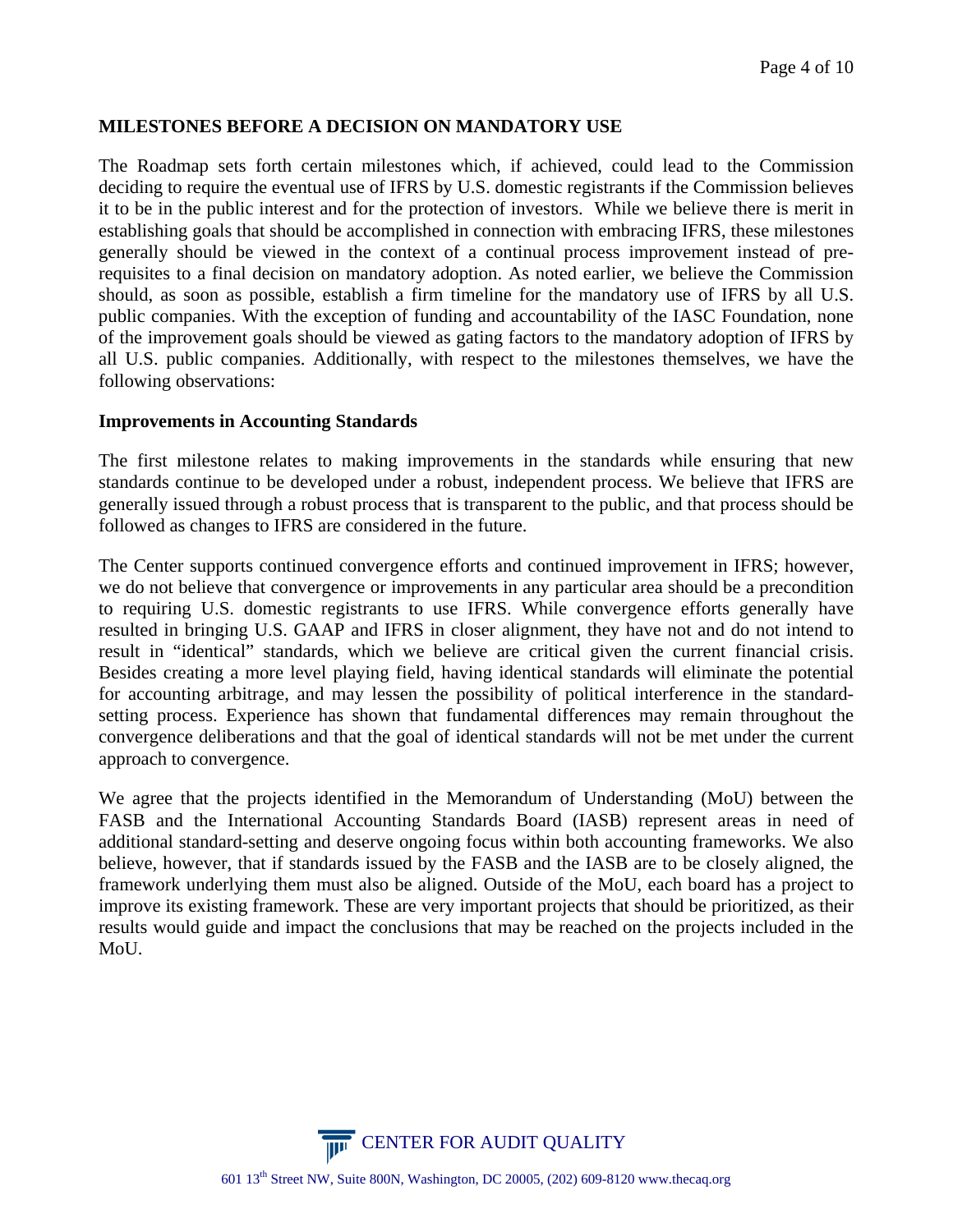## MILESTONES BEFORE A DECISION ON MANDATORY USE

The Roadmap sets forth certain milestones which, if achieved, could lead to the Commission deciding to require the eventual use of IFRS by U.S. domestic registrants if the Commission believes it to be in the public interest and for the protection of investors. While we believe there is merit in establishing goals that should be accomplished in connection with embracing IFRS, these milestones generally should be viewed in the context of a continual process improvement instead of pre-requisites to a final decision on mandatory adoption. As noted earlier, we believe the Commission should, as soon as possible, establish a firm timeline for the mandatory use of IFRS by all U.S. public companies. With the exception of funding and accountability of the IASC Foundation, none of the improvement goals should be viewed as gating factors to the mandatory adoption of IFRS by all U.S. public companies. Additionally, with respect to the milestones themselves, we have the following observations:

### Improvements in Accounting Standards

The first milestone relates to making improvements in the standards while ensuring that new standards continue to be developed under a robust, independent process. We believe that IFRS are generally issued through a robust process that is transparent to the public, and that process should be followed as changes to IFRS are considered in the future.

The Center supports continued convergence efforts and continued improvement in IFRS; however, we do not believe that convergence or improvements in any particular area should be a precondition to requiring U.S. domestic registrants to use IFRS. While convergence efforts generally have resulted in bringing U.S. GAAP and IFRS in closer alignment, they have not and do not intend to result in "identical" standards, which we believe are critical given the current financial crisis. Besides creating a more level playing field, having identical standards will eliminate the potential for accounting arbitrage, and may lessen the possibility of political interference in the standard-setting process. Experience has shown that fundamental differences may remain throughout the convergence deliberations and that the goal of identical standards will not be met under the current approach to convergence.

We agree that the projects identified in the Memorandum of Understanding (MoU) between the FASB and the International Accounting Standards Board (IASB) represent areas in need of additional standard-setting and deserve ongoing focus within both accounting frameworks. We also believe, however, that if standards issued by the FASB and the IASB are to be closely aligned, the framework underlying them must also be aligned. Outside of the MoU, each board has a project to improve its existing framework. These are very important projects that should be prioritized, as their results would guide and impact the conclusions that may be reached on the projects included in the MoU.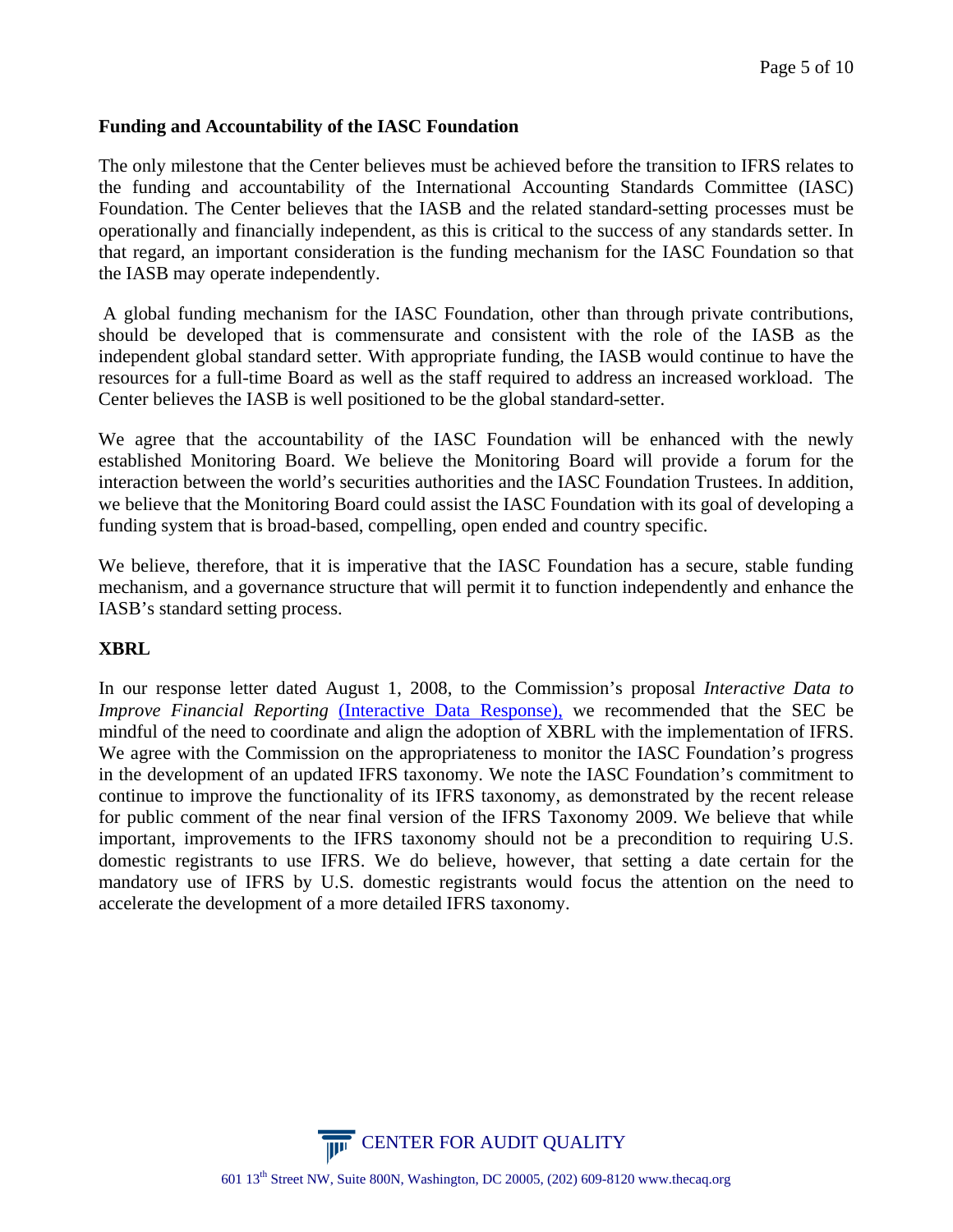**Funding and Accountability of the IASC Foundation**

The only milestone that the Center believes must be achieved before the transition to IFRS relates to the funding and accountability of the International Accounting Standards Committee (IASC) Foundation. The Center believes that the IASB and the related standard-setting processes must be operationally and financially independent, as this is critical to the success of any standards setter. In that regard, an important consideration is the funding mechanism for the IASC Foundation so that the IASB may operate independently.

A global funding mechanism for the IASC Foundation, other than through private contributions, should be developed that is commensurate and consistent with the role of the IASB as the independent global standard setter. With appropriate funding, the IASB would continue to have the resources for a full-time Board as well as the staff required to address an increased workload. The Center believes the IASB is well positioned to be the global standard-setter.

We agree that the accountability of the IASC Foundation will be enhanced with the newly established Monitoring Board. We believe the Monitoring Board will provide a forum for the interaction between the world's securities authorities and the IASC Foundation Trustees. In addition, we believe that the Monitoring Board could assist the IASC Foundation with its goal of developing a funding system that is broad-based, compelling, open ended and country specific.

We believe, therefore, that it is imperative that the IASC Foundation has a secure, stable funding mechanism, and a governance structure that will permit it to function independently and enhance the IASB's standard setting process.

**XBRL**

In our response letter dated August 1, 2008, to the Commission's proposal *Interactive Data to Improve Financial Reporting* (Interactive Data Response), we recommended that the SEC be mindful of the need to coordinate and align the adoption of XBRL with the implementation of IFRS. We agree with the Commission on the appropriateness to monitor the IASC Foundation's progress in the development of an updated IFRS taxonomy. We note the IASC Foundation's commitment to continue to improve the functionality of its IFRS taxonomy, as demonstrated by the recent release for public comment of the near final version of the IFRS Taxonomy 2009. We believe that while important, improvements to the IFRS taxonomy should not be a precondition to requiring U.S. domestic registrants to use IFRS. We do believe, however, that setting a date certain for the mandatory use of IFRS by U.S. domestic registrants would focus the attention on the need to accelerate the development of a more detailed IFRS taxonomy.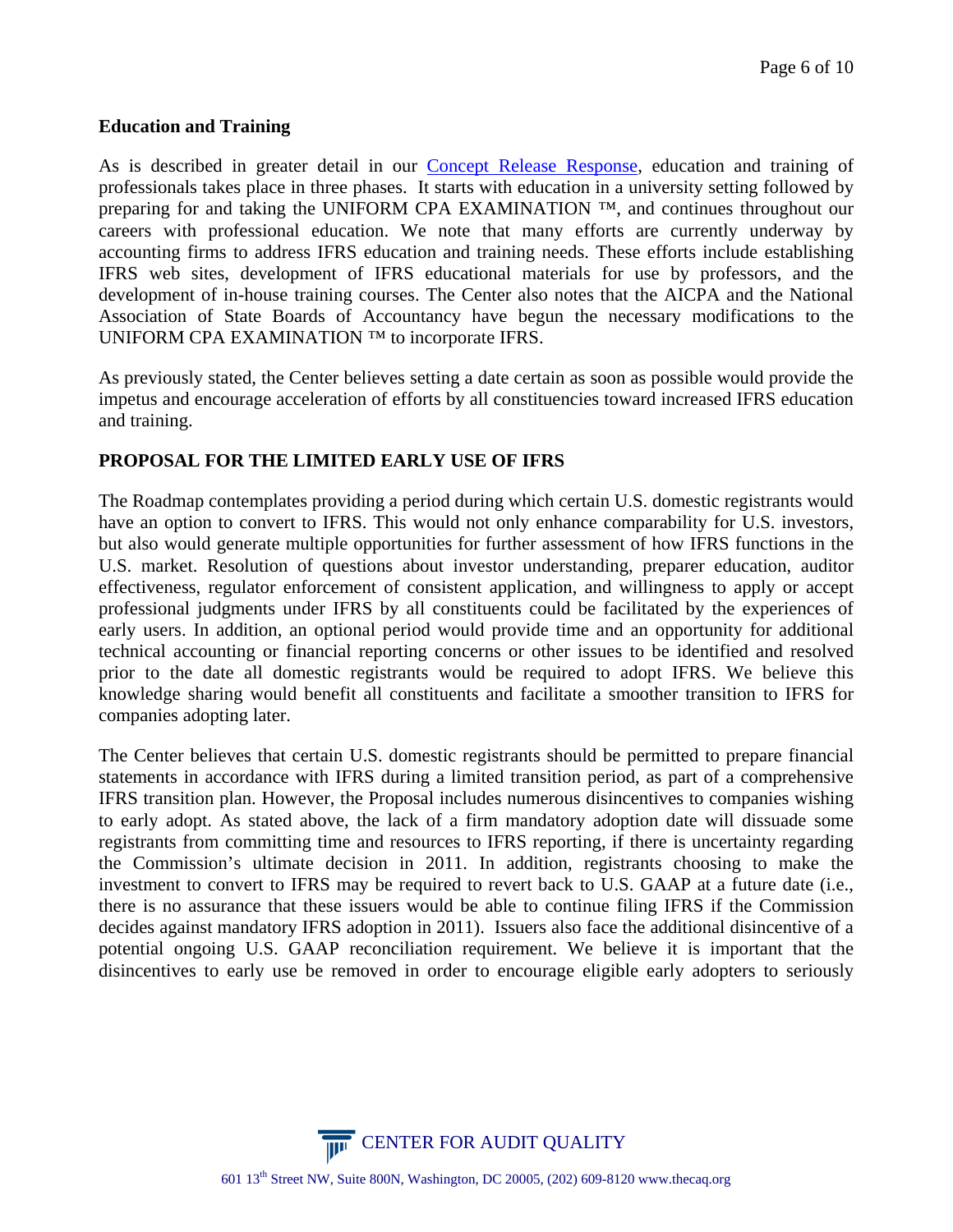**Education and Training**

As is described in greater detail in our Concept Release Response, education and training of professionals takes place in three phases. It starts with education in a university setting followed by preparing for and taking the UNIFORM CPA EXAMINATION ™, and continues throughout our careers with professional education. We note that many efforts are currently underway by accounting firms to address IFRS education and training needs. These efforts include establishing IFRS web sites, development of IFRS educational materials for use by professors, and the development of in-house training courses. The Center also notes that the AICPA and the National Association of State Boards of Accountancy have begun the necessary modifications to the UNIFORM CPA EXAMINATION ™ to incorporate IFRS.

As previously stated, the Center believes setting a date certain as soon as possible would provide the impetus and encourage acceleration of efforts by all constituencies toward increased IFRS education and training.

**PROPOSAL FOR THE LIMITED EARLY USE OF IFRS**

The Roadmap contemplates providing a period during which certain U.S. domestic registrants would have an option to convert to IFRS. This would not only enhance comparability for U.S. investors, but also would generate multiple opportunities for further assessment of how IFRS functions in the U.S. market. Resolution of questions about investor understanding, preparer education, auditor effectiveness, regulator enforcement of consistent application, and willingness to apply or accept professional judgments under IFRS by all constituents could be facilitated by the experiences of early users. In addition, an optional period would provide time and an opportunity for additional technical accounting or financial reporting concerns or other issues to be identified and resolved prior to the date all domestic registrants would be required to adopt IFRS. We believe this knowledge sharing would benefit all constituents and facilitate a smoother transition to IFRS for companies adopting later.

The Center believes that certain U.S. domestic registrants should be permitted to prepare financial statements in accordance with IFRS during a limited transition period, as part of a comprehensive IFRS transition plan. However, the Proposal includes numerous disincentives to companies wishing to early adopt. As stated above, the lack of a firm mandatory adoption date will dissuade some registrants from committing time and resources to IFRS reporting, if there is uncertainty regarding the Commission's ultimate decision in 2011. In addition, registrants choosing to make the investment to convert to IFRS may be required to revert back to U.S. GAAP at a future date (i.e., there is no assurance that these issuers would be able to continue filing IFRS if the Commission decides against mandatory IFRS adoption in 2011). Issuers also face the additional disincentive of a potential ongoing U.S. GAAP reconciliation requirement. We believe it is important that the disincentives to early use be removed in order to encourage eligible early adopters to seriously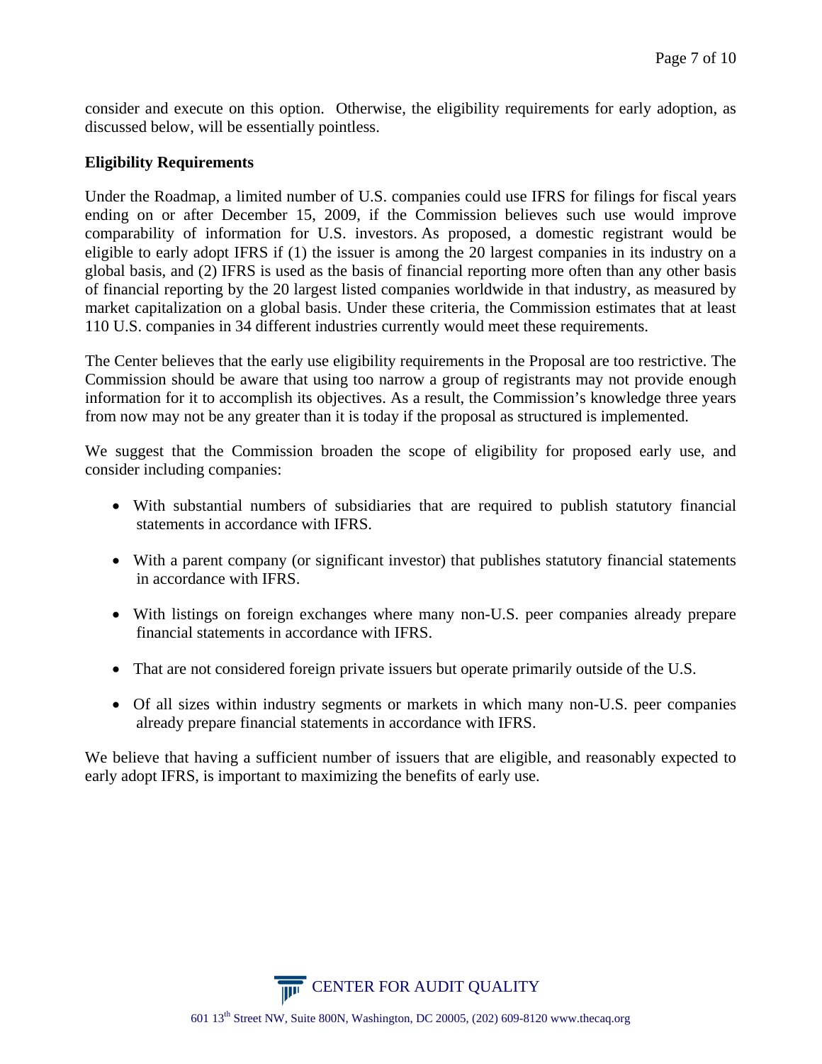consider and execute on this option. Otherwise, the eligibility requirements for early adoption, as discussed below, will be essentially pointless.

**Eligibility Requirements**

Under the Roadmap, a limited number of U.S. companies could use IFRS for filings for fiscal years ending on or after December 15, 2009, if the Commission believes such use would improve comparability of information for U.S. investors. As proposed, a domestic registrant would be eligible to early adopt IFRS if (1) the issuer is among the 20 largest companies in its industry on a global basis, and (2) IFRS is used as the basis of financial reporting more often than any other basis of financial reporting by the 20 largest listed companies worldwide in that industry, as measured by market capitalization on a global basis. Under these criteria, the Commission estimates that at least 110 U.S. companies in 34 different industries currently would meet these requirements.

The Center believes that the early use eligibility requirements in the Proposal are too restrictive. The Commission should be aware that using too narrow a group of registrants may not provide enough information for it to accomplish its objectives. As a result, the Commission's knowledge three years from now may not be any greater than it is today if the proposal as structured is implemented.

We suggest that the Commission broaden the scope of eligibility for proposed early use, and consider including companies:

- With substantial numbers of subsidiaries that are required to publish statutory financial statements in accordance with IFRS.
- With a parent company (or significant investor) that publishes statutory financial statements in accordance with IFRS.
- With listings on foreign exchanges where many non-U.S. peer companies already prepare financial statements in accordance with IFRS.
- That are not considered foreign private issuers but operate primarily outside of the U.S.
- Of all sizes within industry segments or markets in which many non-U.S. peer companies already prepare financial statements in accordance with IFRS.

We believe that having a sufficient number of issuers that are eligible, and reasonably expected to early adopt IFRS, is important to maximizing the benefits of early use.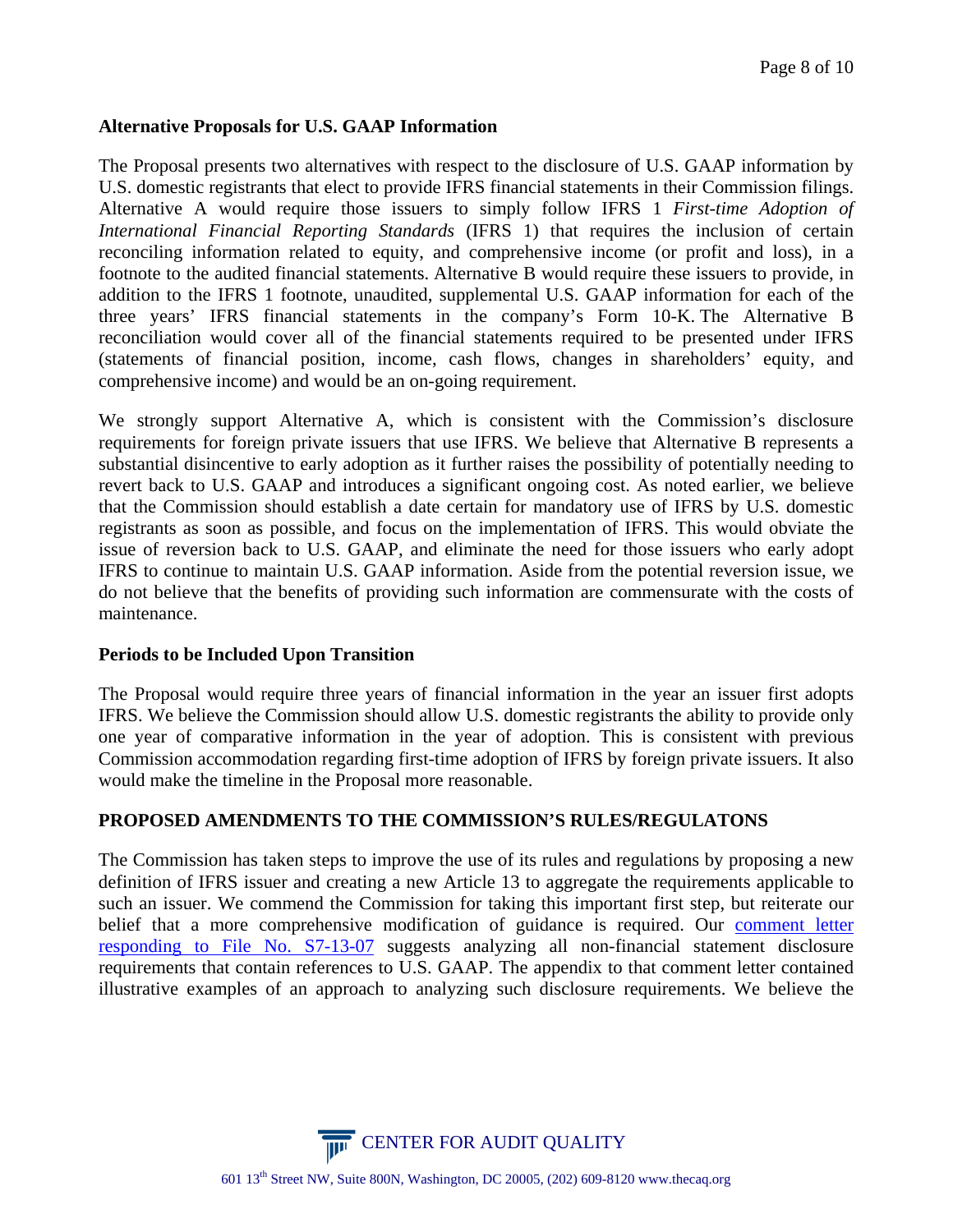**Alternative Proposals for U.S. GAAP Information**

The Proposal presents two alternatives with respect to the disclosure of U.S. GAAP information by U.S. domestic registrants that elect to provide IFRS financial statements in their Commission filings. Alternative A would require those issuers to simply follow IFRS 1 *First-time Adoption of International Financial Reporting Standards* (IFRS 1) that requires the inclusion of certain reconciling information related to equity, and comprehensive income (or profit and loss), in a footnote to the audited financial statements. Alternative B would require these issuers to provide, in addition to the IFRS 1 footnote, unaudited, supplemental U.S. GAAP information for each of the three years' IFRS financial statements in the company's Form 10-K. The Alternative B reconciliation would cover all of the financial statements required to be presented under IFRS (statements of financial position, income, cash flows, changes in shareholders' equity, and comprehensive income) and would be an on-going requirement.

We strongly support Alternative A, which is consistent with the Commission's disclosure requirements for foreign private issuers that use IFRS. We believe that Alternative B represents a substantial disincentive to early adoption as it further raises the possibility of potentially needing to revert back to U.S. GAAP and introduces a significant ongoing cost. As noted earlier, we believe that the Commission should establish a date certain for mandatory use of IFRS by U.S. domestic registrants as soon as possible, and focus on the implementation of IFRS. This would obviate the issue of reversion back to U.S. GAAP, and eliminate the need for those issuers who early adopt IFRS to continue to maintain U.S. GAAP information. Aside from the potential reversion issue, we do not believe that the benefits of providing such information are commensurate with the costs of maintenance.

**Periods to be Included Upon Transition**

The Proposal would require three years of financial information in the year an issuer first adopts IFRS. We believe the Commission should allow U.S. domestic registrants the ability to provide only one year of comparative information in the year of adoption. This is consistent with previous Commission accommodation regarding first-time adoption of IFRS by foreign private issuers. It also would make the timeline in the Proposal more reasonable.

**PROPOSED AMENDMENTS TO THE COMMISSION'S RULES/REGULATONS**

The Commission has taken steps to improve the use of its rules and regulations by proposing a new definition of IFRS issuer and creating a new Article 13 to aggregate the requirements applicable to such an issuer. We commend the Commission for taking this important first step, but reiterate our belief that a more comprehensive modification of guidance is required. Our comment letter responding to File No. S7-13-07 suggests analyzing all non-financial statement disclosure requirements that contain references to U.S. GAAP. The appendix to that comment letter contained illustrative examples of an approach to analyzing such disclosure requirements. We believe the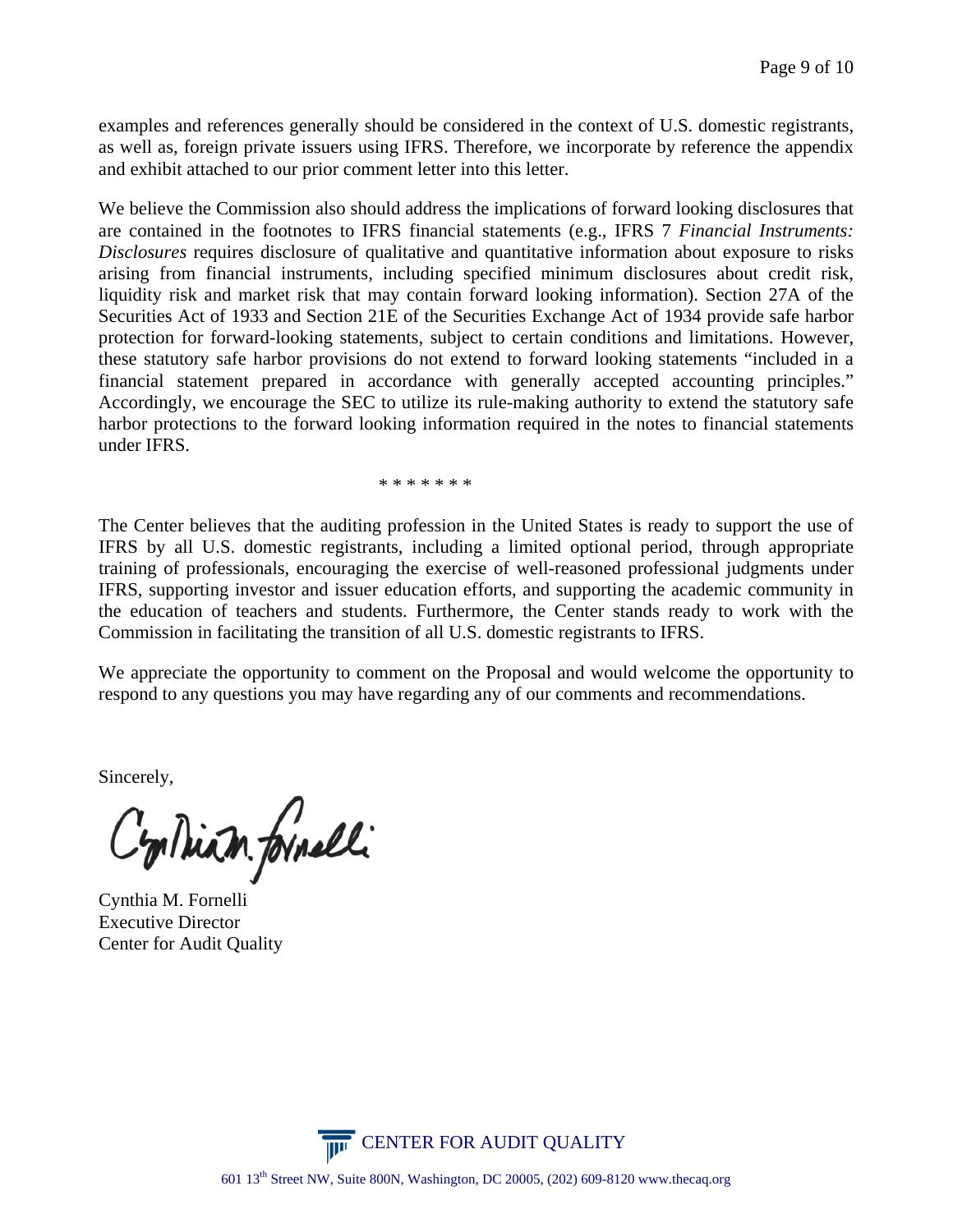examples and references generally should be considered in the context of U.S. domestic registrants, as well as, foreign private issuers using IFRS. Therefore, we incorporate by reference the appendix and exhibit attached to our prior comment letter into this letter.

We believe the Commission also should address the implications of forward looking disclosures that are contained in the footnotes to IFRS financial statements (e.g., IFRS 7 *Financial Instruments: Disclosures* requires disclosure of qualitative and quantitative information about exposure to risks arising from financial instruments, including specified minimum disclosures about credit risk, liquidity risk and market risk that may contain forward looking information). Section 27A of the Securities Act of 1933 and Section 21E of the Securities Exchange Act of 1934 provide safe harbor protection for forward-looking statements, subject to certain conditions and limitations. However, these statutory safe harbor provisions do not extend to forward looking statements "included in a financial statement prepared in accordance with generally accepted accounting principles." Accordingly, we encourage the SEC to utilize its rule-making authority to extend the statutory safe harbor protections to the forward looking information required in the notes to financial statements under IFRS.

\* \* \* \* \* \* \*

The Center believes that the auditing profession in the United States is ready to support the use of IFRS by all U.S. domestic registrants, including a limited optional period, through appropriate training of professionals, encouraging the exercise of well-reasoned professional judgments under IFRS, supporting investor and issuer education efforts, and supporting the academic community in the education of teachers and students. Furthermore, the Center stands ready to work with the Commission in facilitating the transition of all U.S. domestic registrants to IFRS.

We appreciate the opportunity to comment on the Proposal and would welcome the opportunity to respond to any questions you may have regarding any of our comments and recommendations.

Sincerely,

Cynthia M. Fornelli
Executive Director
Center for Audit Quality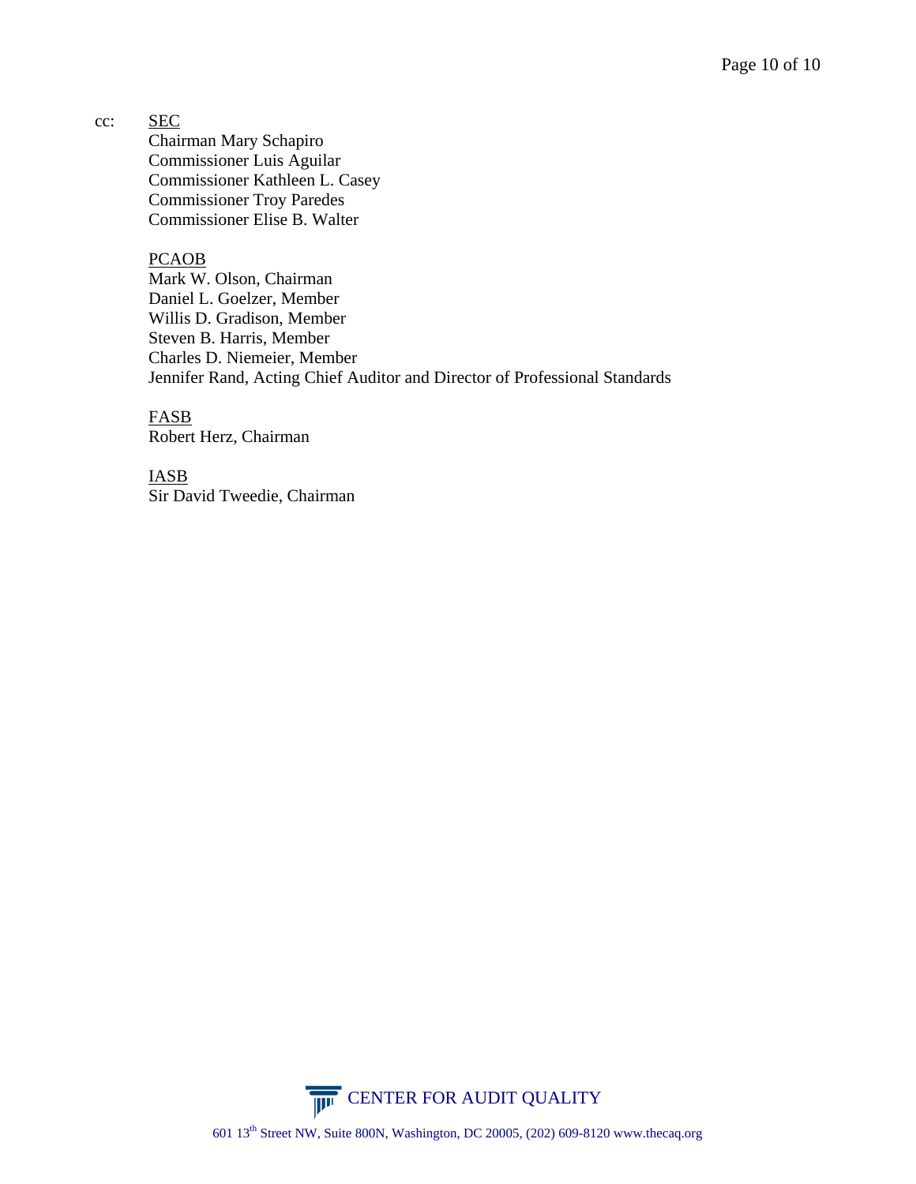cc: SEC

Chairman Mary Schapiro
Commissioner Luis Aguilar
Commissioner Kathleen L. Casey
Commissioner Troy Paredes
Commissioner Elise B. Walter

PCAOB

Mark W. Olson, Chairman
Daniel L. Goelzer, Member
Willis D. Gradison, Member
Steven B. Harris, Member
Charles D. Niemeier, Member
Jennifer Rand, Acting Chief Auditor and Director of Professional Standards

FASB

Robert Herz, Chairman

IASB

Sir David Tweedie, Chairman